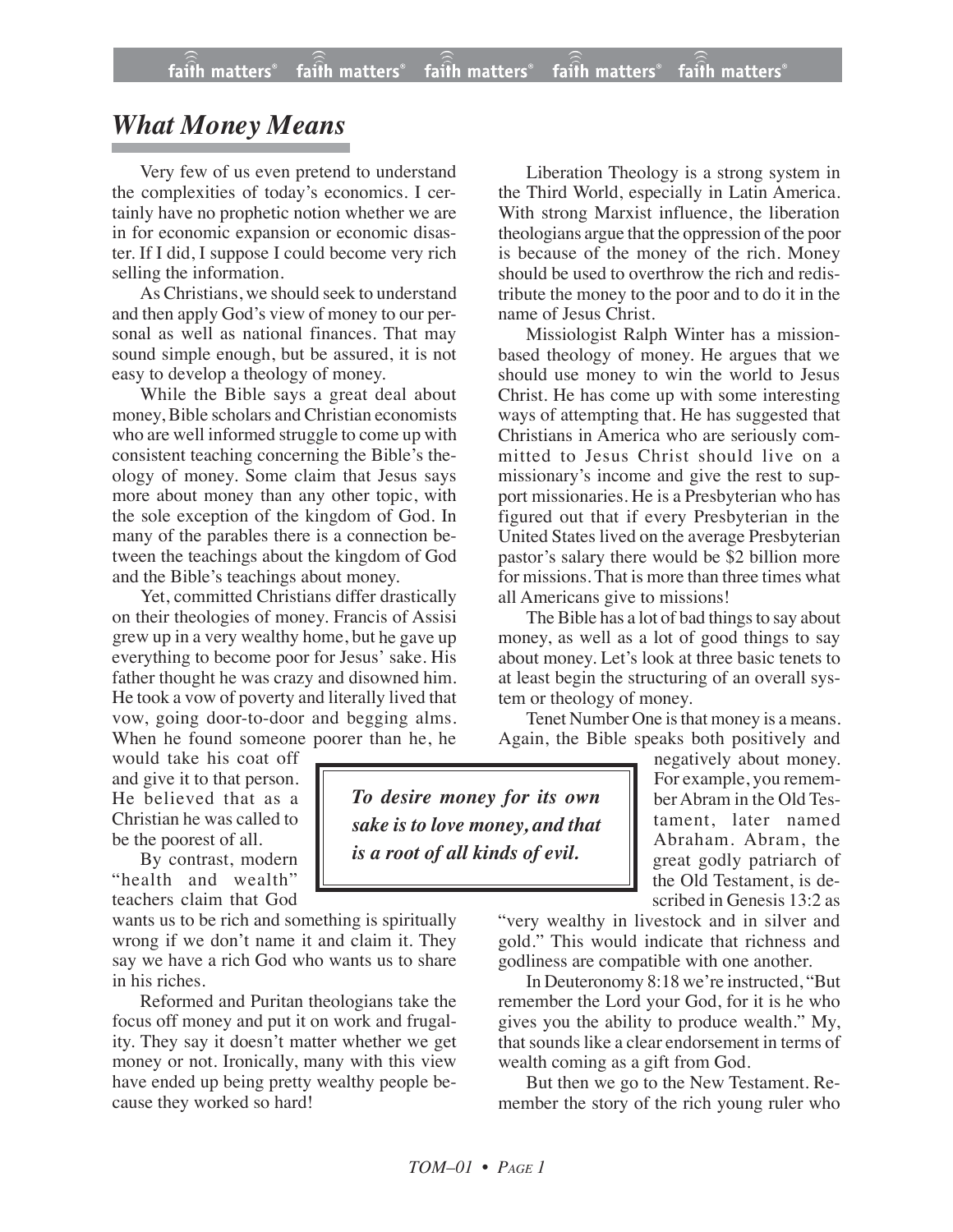# What Money Means

Very few of us even pretend to understand the complexities of today's economics. I certainly have no prophetic notion whether we are in for economic expansion or economic disaster. If I did, I suppose I could become very rich selling the information.

As Christians, we should seek to understand and then apply God's view of money to our personal as well as national finances. That may sound simple enough, but be assured, it is not easy to develop a theology of money.

While the Bible says a great deal about money, Bible scholars and Christian economists who are well informed struggle to come up with consistent teaching concerning the Bible's theology of money. Some claim that Jesus says more about money than any other topic, with the sole exception of the kingdom of God. In many of the parables there is a connection between the teachings about the kingdom of God and the Bible's teachings about money.

Yet, committed Christians differ drastically on their theologies of money. Francis of Assisi grew up in a very wealthy home, but he gave up everything to become poor for Jesus' sake. His father thought he was crazy and disowned him. He took a vow of poverty and literally lived that vow, going door-to-door and begging alms. When he found someone poorer than he, he would take his coat off and give it to that person. He believed that as a Christian he was called to be the poorest of all.

By contrast, modern "health and wealth" teachers claim that God wants us to be rich and something is spiritually wrong if we don't name it and claim it. They say we have a rich God who wants us to share in his riches.

Reformed and Puritan theologians take the focus off money and put it on work and frugality. They say it doesn't matter whether we get money or not. Ironically, many with this view have ended up being pretty wealthy people because they worked so hard!

Liberation Theology is a strong system in the Third World, especially in Latin America. With strong Marxist influence, the liberation theologians argue that the oppression of the poor is because of the money of the rich. Money should be used to overthrow the rich and redistribute the money to the poor and to do it in the name of Jesus Christ.

Missiologist Ralph Winter has a mission-based theology of money. He argues that we should use money to win the world to Jesus Christ. He has come up with some interesting ways of attempting that. He has suggested that Christians in America who are seriously committed to Jesus Christ should live on a missionary's income and give the rest to support missionaries. He is a Presbyterian who has figured out that if every Presbyterian in the United States lived on the average Presbyterian pastor's salary there would be $2 billion more for missions. That is more than three times what all Americans give to missions!

The Bible has a lot of bad things to say about money, as well as a lot of good things to say about money. Let's look at three basic tenets to at least begin the structuring of an overall system or theology of money.

> ***To desire money for its own sake is to love money, and that is a root of all kinds of evil.***

Tenet Number One is that money is a means. Again, the Bible speaks both positively and negatively about money. For example, you remember Abram in the Old Testament, later named Abraham. Abram, the great godly patriarch of the Old Testament, is described in Genesis 13:2 as "very wealthy in livestock and in silver and gold." This would indicate that richness and godliness are compatible with one another.

In Deuteronomy 8:18 we're instructed, "But remember the Lord your God, for it is he who gives you the ability to produce wealth." My, that sounds like a clear endorsement in terms of wealth coming as a gift from God.

But then we go to the New Testament. Remember the story of the rich young ruler who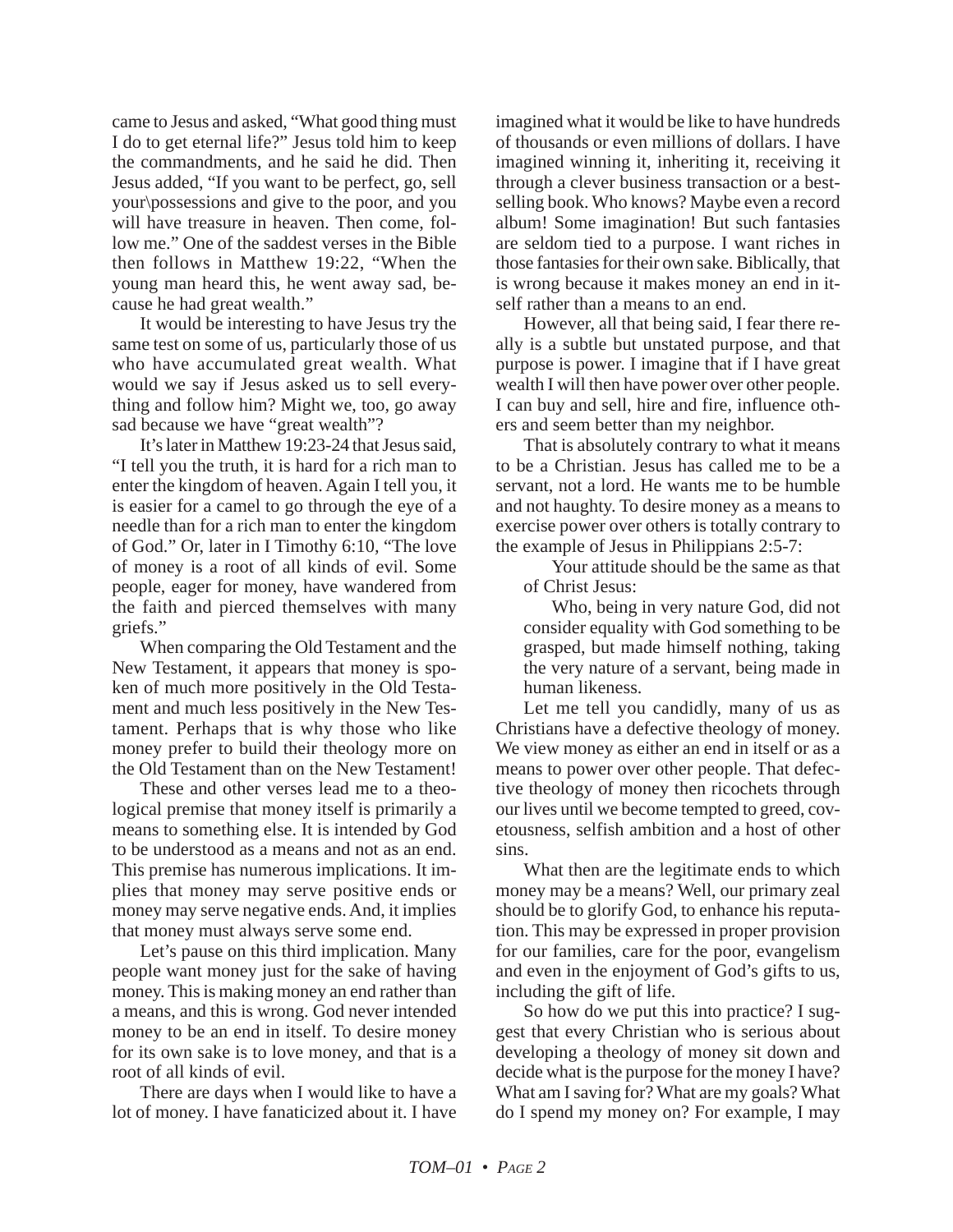came to Jesus and asked, "What good thing must I do to get eternal life?" Jesus told him to keep the commandments, and he said he did. Then Jesus added, "If you want to be perfect, go, sell your\possessions and give to the poor, and you will have treasure in heaven. Then come, follow me." One of the saddest verses in the Bible then follows in Matthew 19:22, "When the young man heard this, he went away sad, because he had great wealth."

It would be interesting to have Jesus try the same test on some of us, particularly those of us who have accumulated great wealth. What would we say if Jesus asked us to sell everything and follow him? Might we, too, go away sad because we have "great wealth"?

It's later in Matthew 19:23-24 that Jesus said, "I tell you the truth, it is hard for a rich man to enter the kingdom of heaven. Again I tell you, it is easier for a camel to go through the eye of a needle than for a rich man to enter the kingdom of God." Or, later in I Timothy 6:10, "The love of money is a root of all kinds of evil. Some people, eager for money, have wandered from the faith and pierced themselves with many griefs."

When comparing the Old Testament and the New Testament, it appears that money is spoken of much more positively in the Old Testament and much less positively in the New Testament. Perhaps that is why those who like money prefer to build their theology more on the Old Testament than on the New Testament!

These and other verses lead me to a theological premise that money itself is primarily a means to something else. It is intended by God to be understood as a means and not as an end. This premise has numerous implications. It implies that money may serve positive ends or money may serve negative ends. And, it implies that money must always serve some end.

Let's pause on this third implication. Many people want money just for the sake of having money. This is making money an end rather than a means, and this is wrong. God never intended money to be an end in itself. To desire money for its own sake is to love money, and that is a root of all kinds of evil.

There are days when I would like to have a lot of money. I have fanaticized about it. I have imagined what it would be like to have hundreds of thousands or even millions of dollars. I have imagined winning it, inheriting it, receiving it through a clever business transaction or a best-selling book. Who knows? Maybe even a record album! Some imagination! But such fantasies are seldom tied to a purpose. I want riches in those fantasies for their own sake. Biblically, that is wrong because it makes money an end in itself rather than a means to an end.

However, all that being said, I fear there really is a subtle but unstated purpose, and that purpose is power. I imagine that if I have great wealth I will then have power over other people. I can buy and sell, hire and fire, influence others and seem better than my neighbor.

That is absolutely contrary to what it means to be a Christian. Jesus has called me to be a servant, not a lord. He wants me to be humble and not haughty. To desire money as a means to exercise power over others is totally contrary to the example of Jesus in Philippians 2:5-7:

> Your attitude should be the same as that of Christ Jesus:
>
> Who, being in very nature God, did not consider equality with God something to be grasped, but made himself nothing, taking the very nature of a servant, being made in human likeness.

Let me tell you candidly, many of us as Christians have a defective theology of money. We view money as either an end in itself or as a means to power over other people. That defective theology of money then ricochets through our lives until we become tempted to greed, covetousness, selfish ambition and a host of other sins.

What then are the legitimate ends to which money may be a means? Well, our primary zeal should be to glorify God, to enhance his reputation. This may be expressed in proper provision for our families, care for the poor, evangelism and even in the enjoyment of God's gifts to us, including the gift of life.

So how do we put this into practice? I suggest that every Christian who is serious about developing a theology of money sit down and decide what is the purpose for the money I have? What am I saving for? What are my goals? What do I spend my money on? For example, I may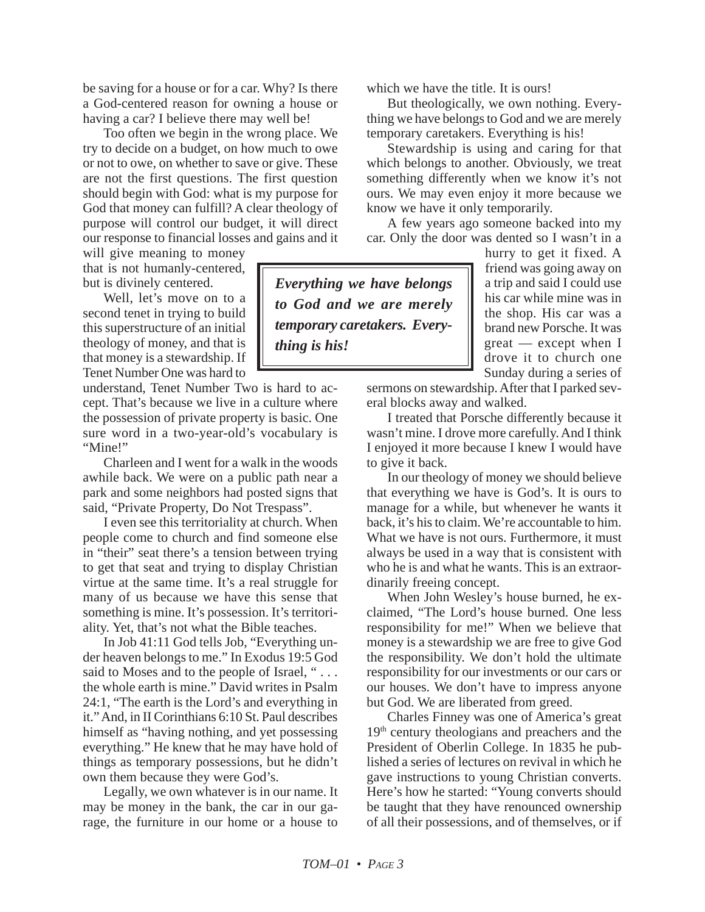be saving for a house or for a car. Why? Is there a God-centered reason for owning a house or having a car? I believe there may well be!

Too often we begin in the wrong place. We try to decide on a budget, on how much to owe or not to owe, on whether to save or give. These are not the first questions. The first question should begin with God: what is my purpose for God that money can fulfill? A clear theology of purpose will control our budget, it will direct our response to financial losses and gains and it will give meaning to money that is not humanly-centered, but is divinely centered.

Well, let's move on to a second tenet in trying to build this superstructure of an initial theology of money, and that is that money is a stewardship. If Tenet Number One was hard to understand, Tenet Number Two is hard to accept. That's because we live in a culture where the possession of private property is basic. One sure word in a two-year-old's vocabulary is "Mine!"

Charleen and I went for a walk in the woods awhile back. We were on a public path near a park and some neighbors had posted signs that said, "Private Property, Do Not Trespass".

I even see this territoriality at church. When people come to church and find someone else in "their" seat there's a tension between trying to get that seat and trying to display Christian virtue at the same time. It's a real struggle for many of us because we have this sense that something is mine. It's possession. It's territoriality. Yet, that's not what the Bible teaches.

In Job 41:11 God tells Job, "Everything under heaven belongs to me." In Exodus 19:5 God said to Moses and to the people of Israel, " . . . the whole earth is mine." David writes in Psalm 24:1, "The earth is the Lord's and everything in it." And, in II Corinthians 6:10 St. Paul describes himself as "having nothing, and yet possessing everything." He knew that he may have hold of things as temporary possessions, but he didn't own them because they were God's.

Legally, we own whatever is in our name. It may be money in the bank, the car in our garage, the furniture in our home or a house to which we have the title. It is ours!

But theologically, we own nothing. Everything we have belongs to God and we are merely temporary caretakers. Everything is his!

Stewardship is using and caring for that which belongs to another. Obviously, we treat something differently when we know it's not ours. We may even enjoy it more because we know we have it only temporarily.

> ***Everything we have belongs to God and we are merely temporary caretakers. Everything is his!***

A few years ago someone backed into my car. Only the door was dented so I wasn't in a hurry to get it fixed. A friend was going away on a trip and said I could use his car while mine was in the shop. His car was a brand new Porsche. It was great — except when I drove it to church one Sunday during a series of sermons on stewardship. After that I parked several blocks away and walked.

I treated that Porsche differently because it wasn't mine. I drove more carefully. And I think I enjoyed it more because I knew I would have to give it back.

In our theology of money we should believe that everything we have is God's. It is ours to manage for a while, but whenever he wants it back, it's his to claim. We're accountable to him. What we have is not ours. Furthermore, it must always be used in a way that is consistent with who he is and what he wants. This is an extraordinarily freeing concept.

When John Wesley's house burned, he exclaimed, "The Lord's house burned. One less responsibility for me!" When we believe that money is a stewardship we are free to give God the responsibility. We don't hold the ultimate responsibility for our investments or our cars or our houses. We don't have to impress anyone but God. We are liberated from greed.

Charles Finney was one of America's great 19th century theologians and preachers and the President of Oberlin College. In 1835 he published a series of lectures on revival in which he gave instructions to young Christian converts. Here's how he started: "Young converts should be taught that they have renounced ownership of all their possessions, and of themselves, or if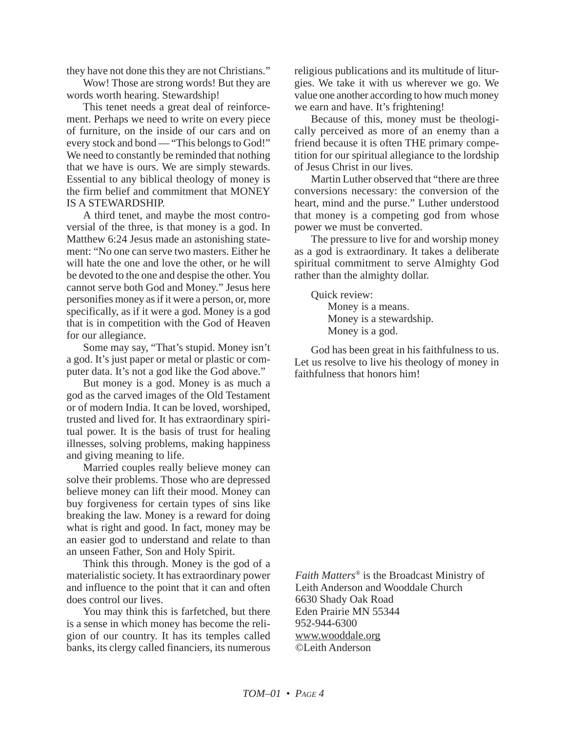they have not done this they are not Christians."

Wow! Those are strong words! But they are words worth hearing. Stewardship!

This tenet needs a great deal of reinforcement. Perhaps we need to write on every piece of furniture, on the inside of our cars and on every stock and bond — "This belongs to God!" We need to constantly be reminded that nothing that we have is ours. We are simply stewards. Essential to any biblical theology of money is the firm belief and commitment that MONEY IS A STEWARDSHIP.

A third tenet, and maybe the most controversial of the three, is that money is a god. In Matthew 6:24 Jesus made an astonishing statement: "No one can serve two masters. Either he will hate the one and love the other, or he will be devoted to the one and despise the other. You cannot serve both God and Money." Jesus here personifies money as if it were a person, or, more specifically, as if it were a god. Money is a god that is in competition with the God of Heaven for our allegiance.

Some may say, "That's stupid. Money isn't a god. It's just paper or metal or plastic or computer data. It's not a god like the God above."

But money is a god. Money is as much a god as the carved images of the Old Testament or of modern India. It can be loved, worshiped, trusted and lived for. It has extraordinary spiritual power. It is the basis of trust for healing illnesses, solving problems, making happiness and giving meaning to life.

Married couples really believe money can solve their problems. Those who are depressed believe money can lift their mood. Money can buy forgiveness for certain types of sins like breaking the law. Money is a reward for doing what is right and good. In fact, money may be an easier god to understand and relate to than an unseen Father, Son and Holy Spirit.

Think this through. Money is the god of a materialistic society. It has extraordinary power and influence to the point that it can and often does control our lives.

You may think this is farfetched, but there is a sense in which money has become the religion of our country. It has its temples called banks, its clergy called financiers, its numerous religious publications and its multitude of liturgies. We take it with us wherever we go. We value one another according to how much money we earn and have. It's frightening!

Because of this, money must be theologically perceived as more of an enemy than a friend because it is often THE primary competition for our spiritual allegiance to the lordship of Jesus Christ in our lives.

Martin Luther observed that "there are three conversions necessary: the conversion of the heart, mind and the purse." Luther understood that money is a competing god from whose power we must be converted.

The pressure to live for and worship money as a god is extraordinary. It takes a deliberate spiritual commitment to serve Almighty God rather than the almighty dollar.

Quick review:
- Money is a means.
- Money is a stewardship.
- Money is a god.

God has been great in his faithfulness to us. Let us resolve to live his theology of money in faithfulness that honors him!

*Faith Matters*® is the Broadcast Ministry of
Leith Anderson and Wooddale Church
6630 Shady Oak Road
Eden Prairie MN 55344
952-944-6300
www.wooddale.org
©Leith Anderson